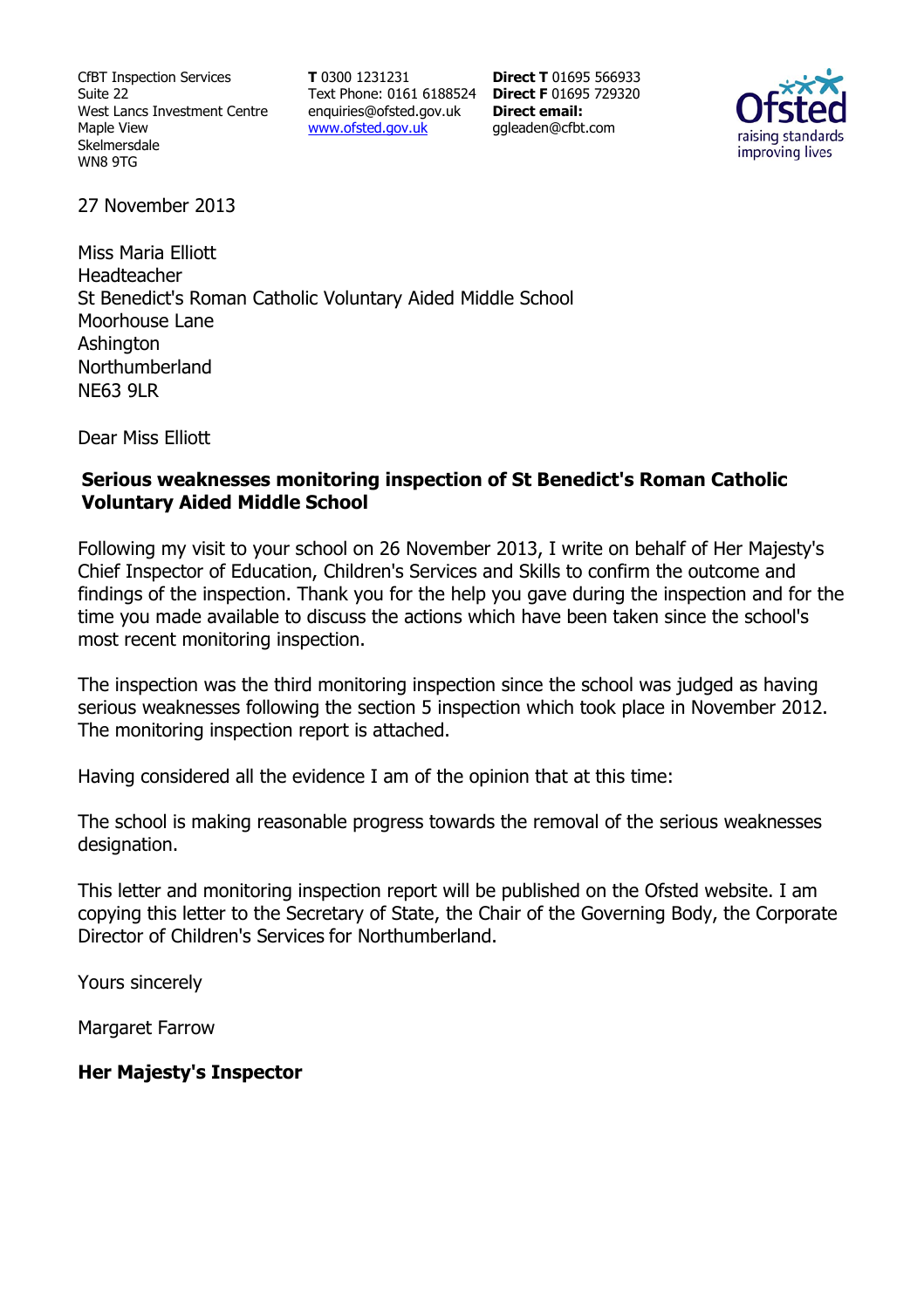CfBT Inspection Services
Suite 22
West Lancs Investment Centre
Maple View
Skelmersdale
WN8 9TG

**T** 0300 1231231
Text Phone: 0161 6188524
enquiries@ofsted.gov.uk
www.ofsted.gov.uk

**Direct T** 01695 566933
**Direct F** 01695 729320
**Direct email:**
ggleaden@cfbt.com

27 November 2013

Miss Maria Elliott
Headteacher
St Benedict's Roman Catholic Voluntary Aided Middle School
Moorhouse Lane
Ashington
Northumberland
NE63 9LR

Dear Miss Elliott

**Serious weaknesses monitoring inspection of St Benedict's Roman Catholic Voluntary Aided Middle School**

Following my visit to your school on 26 November 2013, I write on behalf of Her Majesty's Chief Inspector of Education, Children's Services and Skills to confirm the outcome and findings of the inspection. Thank you for the help you gave during the inspection and for the time you made available to discuss the actions which have been taken since the school's most recent monitoring inspection.

The inspection was the third monitoring inspection since the school was judged as having serious weaknesses following the section 5 inspection which took place in November 2012. The monitoring inspection report is attached.

Having considered all the evidence I am of the opinion that at this time:

The school is making reasonable progress towards the removal of the serious weaknesses designation.

This letter and monitoring inspection report will be published on the Ofsted website. I am copying this letter to the Secretary of State, the Chair of the Governing Body, the Corporate Director of Children's Services for Northumberland.

Yours sincerely

Margaret Farrow

**Her Majesty's Inspector**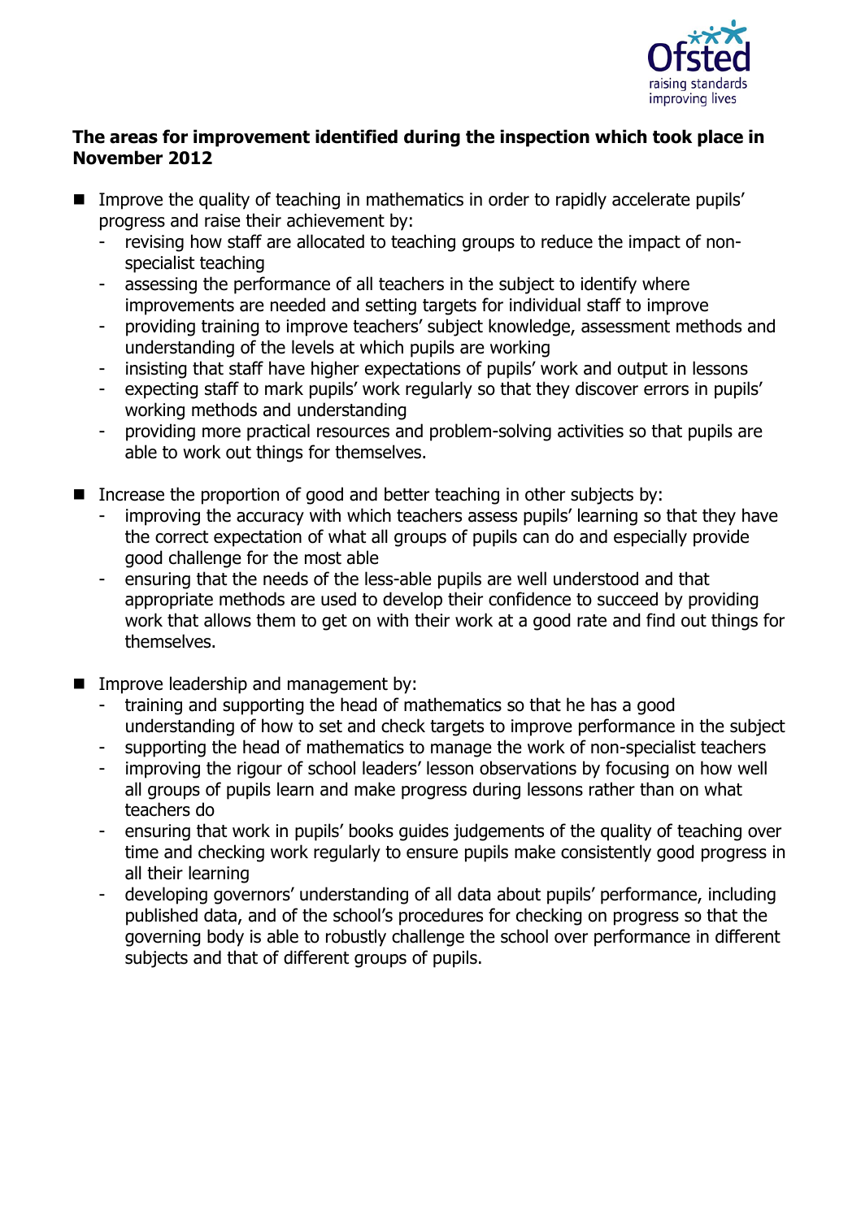**The areas for improvement identified during the inspection which took place in November 2012**

- Improve the quality of teaching in mathematics in order to rapidly accelerate pupils' progress and raise their achievement by:
  - revising how staff are allocated to teaching groups to reduce the impact of non-specialist teaching
  - assessing the performance of all teachers in the subject to identify where improvements are needed and setting targets for individual staff to improve
  - providing training to improve teachers' subject knowledge, assessment methods and understanding of the levels at which pupils are working
  - insisting that staff have higher expectations of pupils' work and output in lessons
  - expecting staff to mark pupils' work regularly so that they discover errors in pupils' working methods and understanding
  - providing more practical resources and problem-solving activities so that pupils are able to work out things for themselves.
- Increase the proportion of good and better teaching in other subjects by:
  - improving the accuracy with which teachers assess pupils' learning so that they have the correct expectation of what all groups of pupils can do and especially provide good challenge for the most able
  - ensuring that the needs of the less-able pupils are well understood and that appropriate methods are used to develop their confidence to succeed by providing work that allows them to get on with their work at a good rate and find out things for themselves.
- Improve leadership and management by:
  - training and supporting the head of mathematics so that he has a good understanding of how to set and check targets to improve performance in the subject
  - supporting the head of mathematics to manage the work of non-specialist teachers
  - improving the rigour of school leaders' lesson observations by focusing on how well all groups of pupils learn and make progress during lessons rather than on what teachers do
  - ensuring that work in pupils' books guides judgements of the quality of teaching over time and checking work regularly to ensure pupils make consistently good progress in all their learning
  - developing governors' understanding of all data about pupils' performance, including published data, and of the school's procedures for checking on progress so that the governing body is able to robustly challenge the school over performance in different subjects and that of different groups of pupils.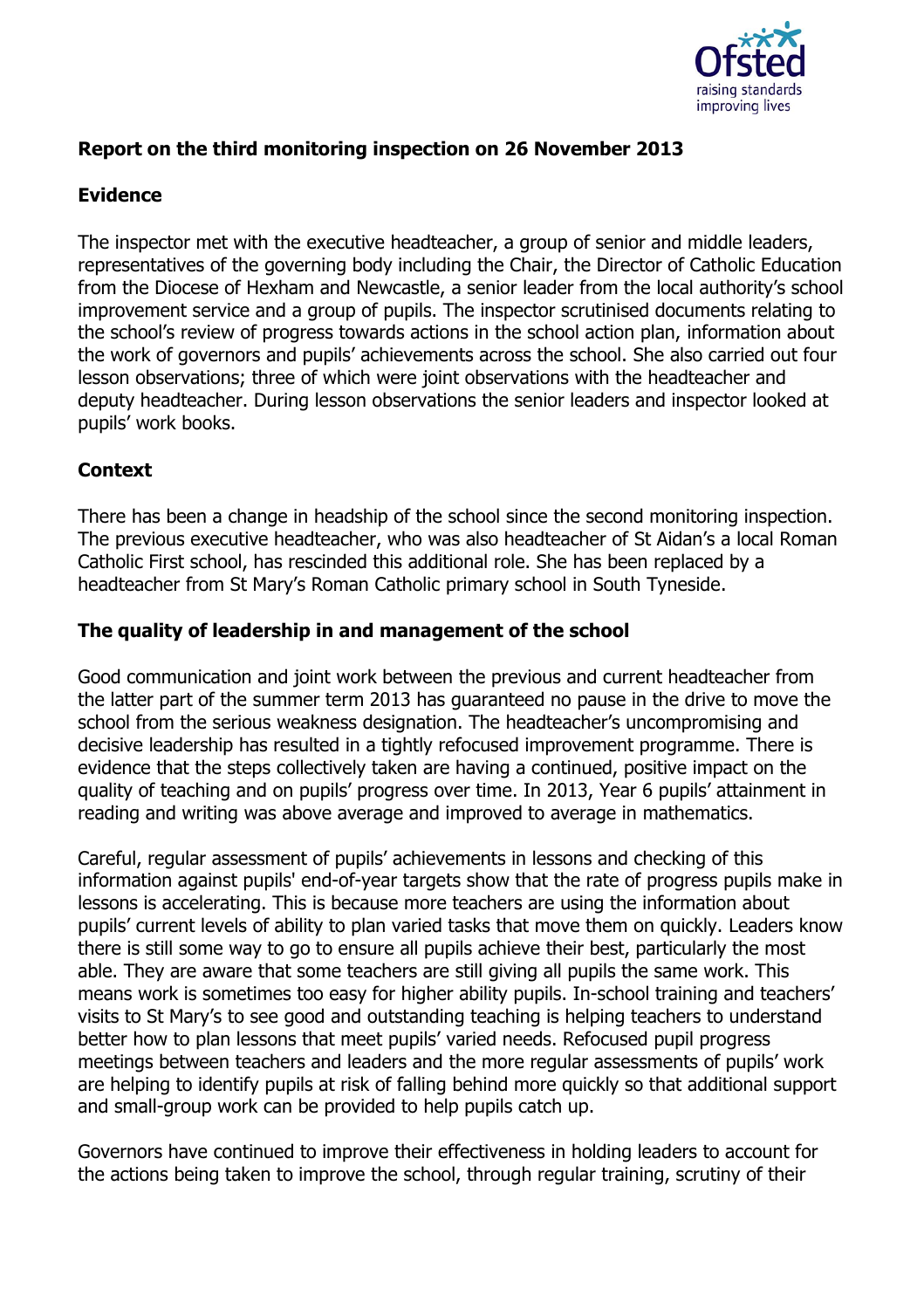**Report on the third monitoring inspection on 26 November 2013**

**Evidence**

The inspector met with the executive headteacher, a group of senior and middle leaders, representatives of the governing body including the Chair, the Director of Catholic Education from the Diocese of Hexham and Newcastle, a senior leader from the local authority's school improvement service and a group of pupils. The inspector scrutinised documents relating to the school's review of progress towards actions in the school action plan, information about the work of governors and pupils' achievements across the school. She also carried out four lesson observations; three of which were joint observations with the headteacher and deputy headteacher. During lesson observations the senior leaders and inspector looked at pupils' work books.

**Context**

There has been a change in headship of the school since the second monitoring inspection. The previous executive headteacher, who was also headteacher of St Aidan's a local Roman Catholic First school, has rescinded this additional role. She has been replaced by a headteacher from St Mary's Roman Catholic primary school in South Tyneside.

**The quality of leadership in and management of the school**

Good communication and joint work between the previous and current headteacher from the latter part of the summer term 2013 has guaranteed no pause in the drive to move the school from the serious weakness designation. The headteacher's uncompromising and decisive leadership has resulted in a tightly refocused improvement programme. There is evidence that the steps collectively taken are having a continued, positive impact on the quality of teaching and on pupils' progress over time. In 2013, Year 6 pupils' attainment in reading and writing was above average and improved to average in mathematics.

Careful, regular assessment of pupils' achievements in lessons and checking of this information against pupils' end-of-year targets show that the rate of progress pupils make in lessons is accelerating. This is because more teachers are using the information about pupils' current levels of ability to plan varied tasks that move them on quickly. Leaders know there is still some way to go to ensure all pupils achieve their best, particularly the most able. They are aware that some teachers are still giving all pupils the same work. This means work is sometimes too easy for higher ability pupils. In-school training and teachers' visits to St Mary's to see good and outstanding teaching is helping teachers to understand better how to plan lessons that meet pupils' varied needs. Refocused pupil progress meetings between teachers and leaders and the more regular assessments of pupils' work are helping to identify pupils at risk of falling behind more quickly so that additional support and small-group work can be provided to help pupils catch up.

Governors have continued to improve their effectiveness in holding leaders to account for the actions being taken to improve the school, through regular training, scrutiny of their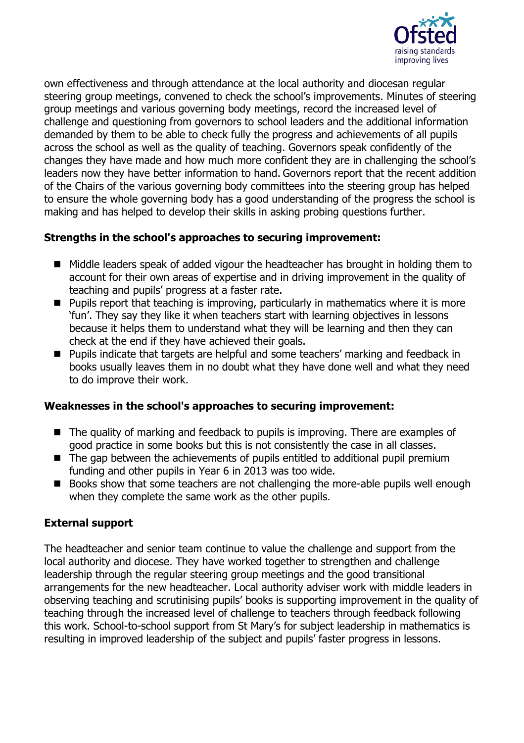own effectiveness and through attendance at the local authority and diocesan regular steering group meetings, convened to check the school's improvements. Minutes of steering group meetings and various governing body meetings, record the increased level of challenge and questioning from governors to school leaders and the additional information demanded by them to be able to check fully the progress and achievements of all pupils across the school as well as the quality of teaching. Governors speak confidently of the changes they have made and how much more confident they are in challenging the school's leaders now they have better information to hand. Governors report that the recent addition of the Chairs of the various governing body committees into the steering group has helped to ensure the whole governing body has a good understanding of the progress the school is making and has helped to develop their skills in asking probing questions further.

### Strengths in the school's approaches to securing improvement:

- Middle leaders speak of added vigour the headteacher has brought in holding them to account for their own areas of expertise and in driving improvement in the quality of teaching and pupils' progress at a faster rate.
- Pupils report that teaching is improving, particularly in mathematics where it is more 'fun'. They say they like it when teachers start with learning objectives in lessons because it helps them to understand what they will be learning and then they can check at the end if they have achieved their goals.
- Pupils indicate that targets are helpful and some teachers' marking and feedback in books usually leaves them in no doubt what they have done well and what they need to do improve their work.

### Weaknesses in the school's approaches to securing improvement:

- The quality of marking and feedback to pupils is improving. There are examples of good practice in some books but this is not consistently the case in all classes.
- The gap between the achievements of pupils entitled to additional pupil premium funding and other pupils in Year 6 in 2013 was too wide.
- Books show that some teachers are not challenging the more-able pupils well enough when they complete the same work as the other pupils.

### External support

The headteacher and senior team continue to value the challenge and support from the local authority and diocese. They have worked together to strengthen and challenge leadership through the regular steering group meetings and the good transitional arrangements for the new headteacher. Local authority adviser work with middle leaders in observing teaching and scrutinising pupils' books is supporting improvement in the quality of teaching through the increased level of challenge to teachers through feedback following this work. School-to-school support from St Mary's for subject leadership in mathematics is resulting in improved leadership of the subject and pupils' faster progress in lessons.